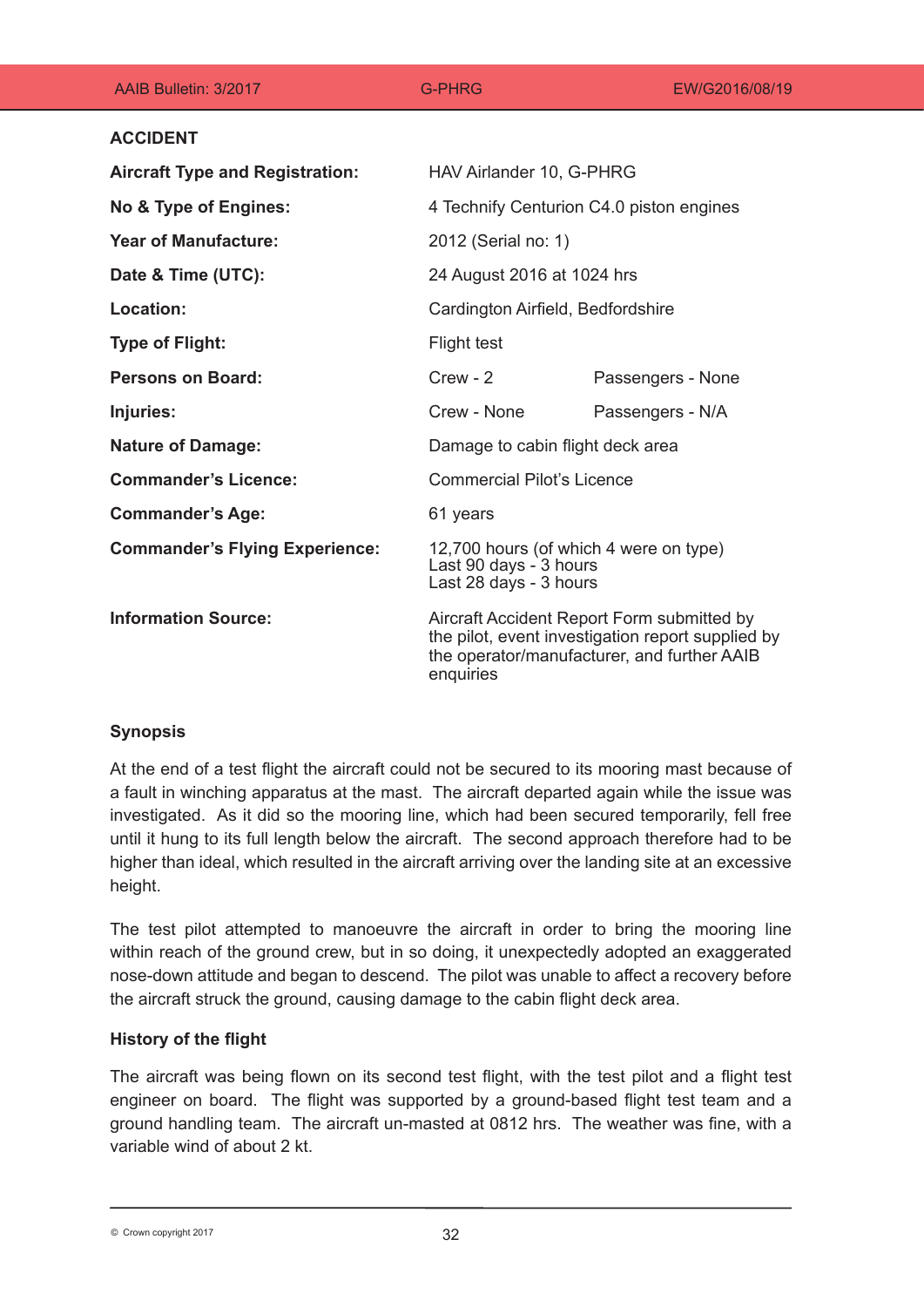## ACCIDENT

| | | |
|---|---|---|
| **Aircraft Type and Registration:** | HAV Airlander 10, G-PHRG | |
| **No & Type of Engines:** | 4 Technify Centurion C4.0 piston engines | |
| **Year of Manufacture:** | 2012 (Serial no: 1) | |
| **Date & Time (UTC):** | 24 August 2016 at 1024 hrs | |
| **Location:** | Cardington Airfield, Bedfordshire | |
| **Type of Flight:** | Flight test | |
| **Persons on Board:** | Crew - 2 | Passengers - None |
| **Injuries:** | Crew - None | Passengers - N/A |
| **Nature of Damage:** | Damage to cabin flight deck area | |
| **Commander's Licence:** | Commercial Pilot's Licence | |
| **Commander's Age:** | 61 years | |
| **Commander's Flying Experience:** | 12,700 hours (of which 4 were on type)<br>Last 90 days - 3 hours<br>Last 28 days - 3 hours | |
| **Information Source:** | Aircraft Accident Report Form submitted by the pilot, event investigation report supplied by the operator/manufacturer, and further AAIB enquiries | |

### Synopsis

At the end of a test flight the aircraft could not be secured to its mooring mast because of a fault in winching apparatus at the mast. The aircraft departed again while the issue was investigated. As it did so the mooring line, which had been secured temporarily, fell free until it hung to its full length below the aircraft. The second approach therefore had to be higher than ideal, which resulted in the aircraft arriving over the landing site at an excessive height.

The test pilot attempted to manoeuvre the aircraft in order to bring the mooring line within reach of the ground crew, but in so doing, it unexpectedly adopted an exaggerated nose-down attitude and began to descend. The pilot was unable to affect a recovery before the aircraft struck the ground, causing damage to the cabin flight deck area.

### History of the flight

The aircraft was being flown on its second test flight, with the test pilot and a flight test engineer on board. The flight was supported by a ground-based flight test team and a ground handling team. The aircraft un-masted at 0812 hrs. The weather was fine, with a variable wind of about 2 kt.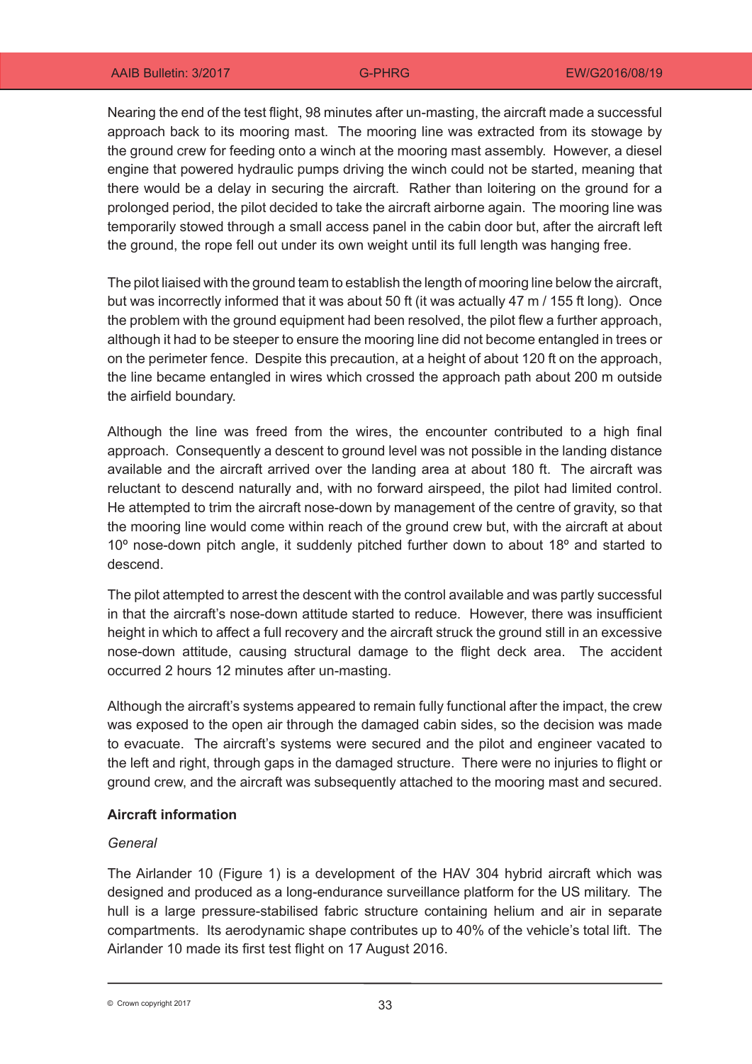Nearing the end of the test flight, 98 minutes after un-masting, the aircraft made a successful approach back to its mooring mast. The mooring line was extracted from its stowage by the ground crew for feeding onto a winch at the mooring mast assembly. However, a diesel engine that powered hydraulic pumps driving the winch could not be started, meaning that there would be a delay in securing the aircraft. Rather than loitering on the ground for a prolonged period, the pilot decided to take the aircraft airborne again. The mooring line was temporarily stowed through a small access panel in the cabin door but, after the aircraft left the ground, the rope fell out under its own weight until its full length was hanging free.

The pilot liaised with the ground team to establish the length of mooring line below the aircraft, but was incorrectly informed that it was about 50 ft (it was actually 47 m / 155 ft long). Once the problem with the ground equipment had been resolved, the pilot flew a further approach, although it had to be steeper to ensure the mooring line did not become entangled in trees or on the perimeter fence. Despite this precaution, at a height of about 120 ft on the approach, the line became entangled in wires which crossed the approach path about 200 m outside the airfield boundary.

Although the line was freed from the wires, the encounter contributed to a high final approach. Consequently a descent to ground level was not possible in the landing distance available and the aircraft arrived over the landing area at about 180 ft. The aircraft was reluctant to descend naturally and, with no forward airspeed, the pilot had limited control. He attempted to trim the aircraft nose-down by management of the centre of gravity, so that the mooring line would come within reach of the ground crew but, with the aircraft at about 10º nose-down pitch angle, it suddenly pitched further down to about 18º and started to descend.

The pilot attempted to arrest the descent with the control available and was partly successful in that the aircraft's nose-down attitude started to reduce. However, there was insufficient height in which to affect a full recovery and the aircraft struck the ground still in an excessive nose-down attitude, causing structural damage to the flight deck area. The accident occurred 2 hours 12 minutes after un-masting.

Although the aircraft's systems appeared to remain fully functional after the impact, the crew was exposed to the open air through the damaged cabin sides, so the decision was made to evacuate. The aircraft's systems were secured and the pilot and engineer vacated to the left and right, through gaps in the damaged structure. There were no injuries to flight or ground crew, and the aircraft was subsequently attached to the mooring mast and secured.

## Aircraft information

*General*

The Airlander 10 (Figure 1) is a development of the HAV 304 hybrid aircraft which was designed and produced as a long-endurance surveillance platform for the US military. The hull is a large pressure-stabilised fabric structure containing helium and air in separate compartments. Its aerodynamic shape contributes up to 40% of the vehicle's total lift. The Airlander 10 made its first test flight on 17 August 2016.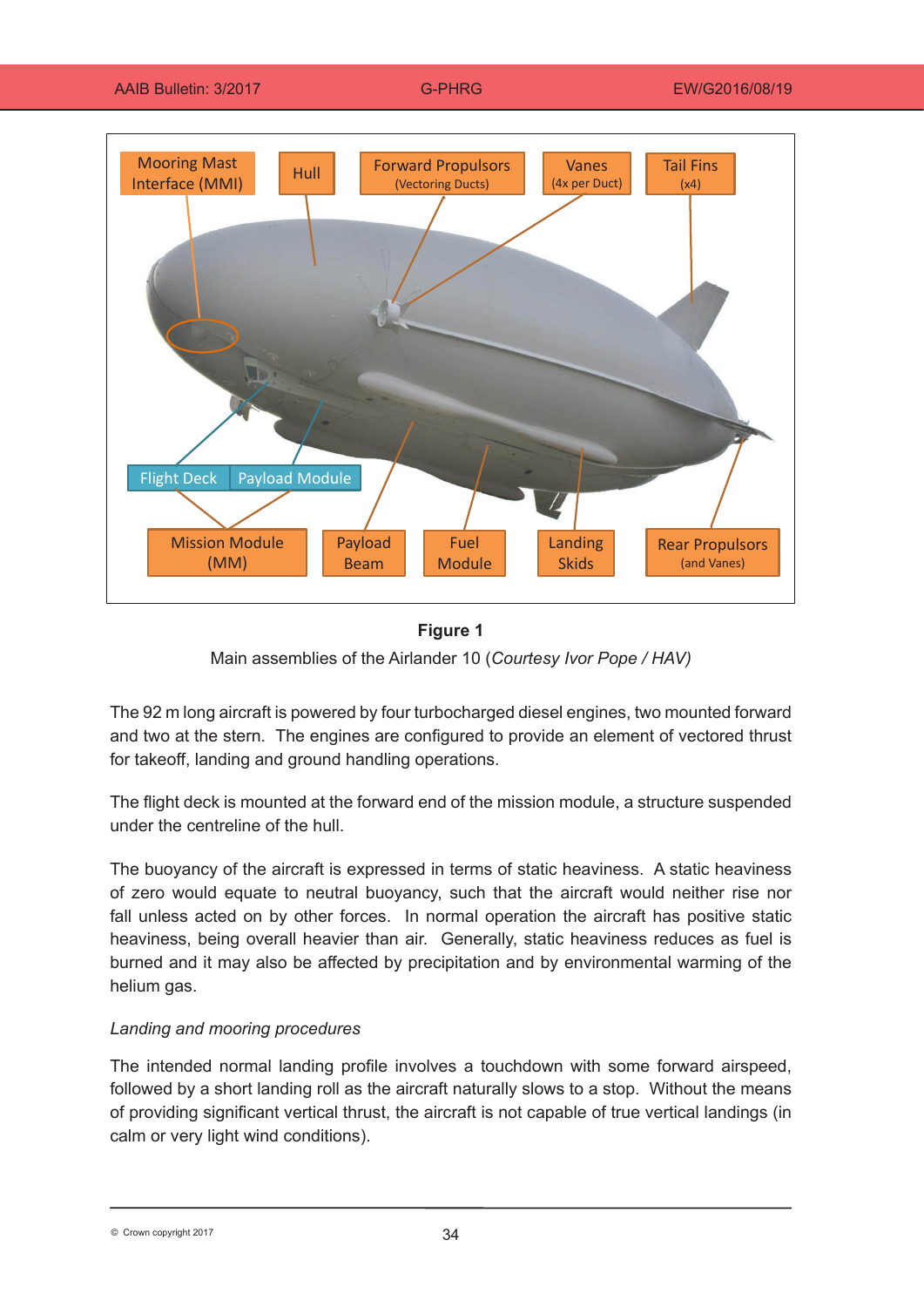**Figure 1**

Main assemblies of the Airlander 10 (*Courtesy Ivor Pope / HAV)*

The 92 m long aircraft is powered by four turbocharged diesel engines, two mounted forward and two at the stern. The engines are configured to provide an element of vectored thrust for takeoff, landing and ground handling operations.

The flight deck is mounted at the forward end of the mission module, a structure suspended under the centreline of the hull.

The buoyancy of the aircraft is expressed in terms of static heaviness. A static heaviness of zero would equate to neutral buoyancy, such that the aircraft would neither rise nor fall unless acted on by other forces. In normal operation the aircraft has positive static heaviness, being overall heavier than air. Generally, static heaviness reduces as fuel is burned and it may also be affected by precipitation and by environmental warming of the helium gas.

*Landing and mooring procedures*

The intended normal landing profile involves a touchdown with some forward airspeed, followed by a short landing roll as the aircraft naturally slows to a stop. Without the means of providing significant vertical thrust, the aircraft is not capable of true vertical landings (in calm or very light wind conditions).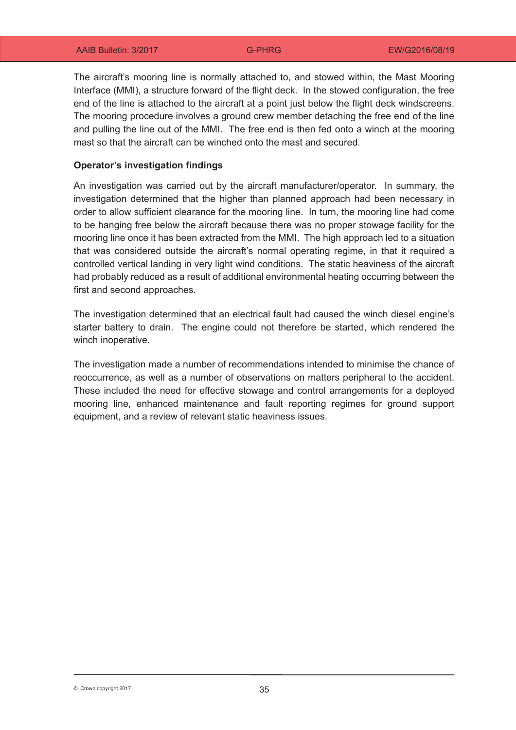The aircraft's mooring line is normally attached to, and stowed within, the Mast Mooring Interface (MMI), a structure forward of the flight deck. In the stowed configuration, the free end of the line is attached to the aircraft at a point just below the flight deck windscreens. The mooring procedure involves a ground crew member detaching the free end of the line and pulling the line out of the MMI. The free end is then fed onto a winch at the mooring mast so that the aircraft can be winched onto the mast and secured.

**Operator's investigation findings**

An investigation was carried out by the aircraft manufacturer/operator. In summary, the investigation determined that the higher than planned approach had been necessary in order to allow sufficient clearance for the mooring line. In turn, the mooring line had come to be hanging free below the aircraft because there was no proper stowage facility for the mooring line once it has been extracted from the MMI. The high approach led to a situation that was considered outside the aircraft's normal operating regime, in that it required a controlled vertical landing in very light wind conditions. The static heaviness of the aircraft had probably reduced as a result of additional environmental heating occurring between the first and second approaches.

The investigation determined that an electrical fault had caused the winch diesel engine's starter battery to drain. The engine could not therefore be started, which rendered the winch inoperative.

The investigation made a number of recommendations intended to minimise the chance of reoccurrence, as well as a number of observations on matters peripheral to the accident. These included the need for effective stowage and control arrangements for a deployed mooring line, enhanced maintenance and fault reporting regimes for ground support equipment, and a review of relevant static heaviness issues.